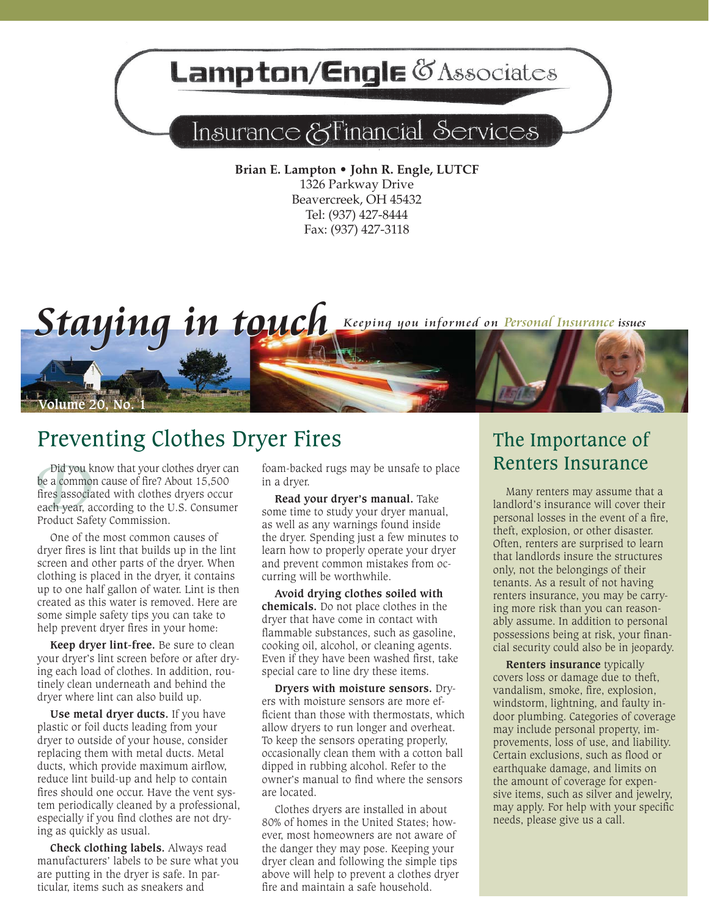# Lampton/Engle & Associates

## Insurance & Financial Services

**Brian E. Lampton • John R. Engle, LUTCF**
1326 Parkway Drive
Beavercreek, OH 45432
Tel: (937) 427-8444
Fax: (937) 427-3118

# *Staying in touch*

*Keeping you informed on Personal Insurance issues*

Volume 20, No. 1

## Preventing Clothes Dryer Fires

Did you know that your clothes dryer can be a common cause of fire? About 15,500 fires associated with clothes dryers occur each year, according to the U.S. Consumer Product Safety Commission.

One of the most common causes of dryer fires is lint that builds up in the lint screen and other parts of the dryer. When clothing is placed in the dryer, it contains up to one half gallon of water. Lint is then created as this water is removed. Here are some simple safety tips you can take to help prevent dryer fires in your home:

**Keep dryer lint-free.** Be sure to clean your dryer's lint screen before or after drying each load of clothes. In addition, routinely clean underneath and behind the dryer where lint can also build up.

**Use metal dryer ducts.** If you have plastic or foil ducts leading from your dryer to outside of your house, consider replacing them with metal ducts. Metal ducts, which provide maximum airflow, reduce lint build-up and help to contain fires should one occur. Have the vent system periodically cleaned by a professional, especially if you find clothes are not drying as quickly as usual.

**Check clothing labels.** Always read manufacturers' labels to be sure what you are putting in the dryer is safe. In particular, items such as sneakers and foam-backed rugs may be unsafe to place in a dryer.

**Read your dryer's manual.** Take some time to study your dryer manual, as well as any warnings found inside the dryer. Spending just a few minutes to learn how to properly operate your dryer and prevent common mistakes from occurring will be worthwhile.

**Avoid drying clothes soiled with chemicals.** Do not place clothes in the dryer that have come in contact with flammable substances, such as gasoline, cooking oil, alcohol, or cleaning agents. Even if they have been washed first, take special care to line dry these items.

**Dryers with moisture sensors.** Dryers with moisture sensors are more efficient than those with thermostats, which allow dryers to run longer and overheat. To keep the sensors operating properly, occasionally clean them with a cotton ball dipped in rubbing alcohol. Refer to the owner's manual to find where the sensors are located.

Clothes dryers are installed in about 80% of homes in the United States; however, most homeowners are not aware of the danger they may pose. Keeping your dryer clean and following the simple tips above will help to prevent a clothes dryer fire and maintain a safe household.

## The Importance of Renters Insurance

Many renters may assume that a landlord's insurance will cover their personal losses in the event of a fire, theft, explosion, or other disaster. Often, renters are surprised to learn that landlords insure the structures only, not the belongings of their tenants. As a result of not having renters insurance, you may be carrying more risk than you can reasonably assume. In addition to personal possessions being at risk, your financial security could also be in jeopardy.

**Renters insurance** typically covers loss or damage due to theft, vandalism, smoke, fire, explosion, windstorm, lightning, and faulty indoor plumbing. Categories of coverage may include personal property, improvements, loss of use, and liability. Certain exclusions, such as flood or earthquake damage, and limits on the amount of coverage for expensive items, such as silver and jewelry, may apply. For help with your specific needs, please give us a call.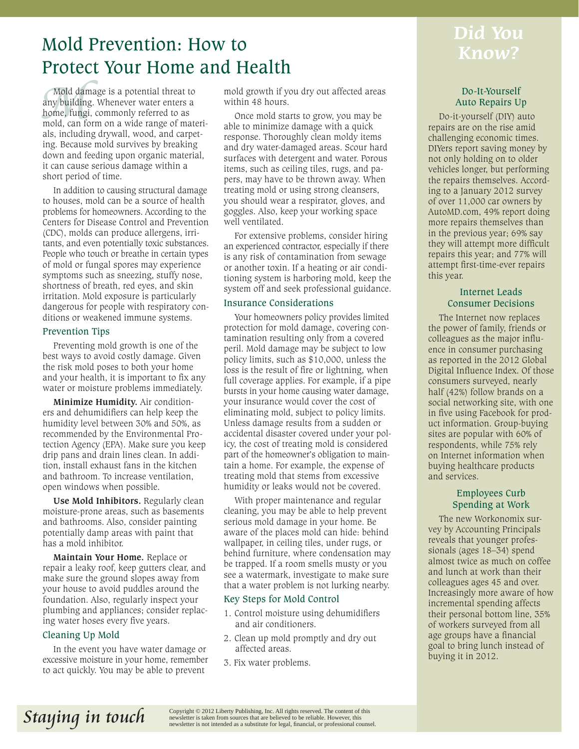# Mold Prevention: How to Protect Your Home and Health

Mold damage is a potential threat to any building. Whenever water enters a home, fungi, commonly referred to as mold, can form on a wide range of materials, including drywall, wood, and carpeting. Because mold survives by breaking down and feeding upon organic material, it can cause serious damage within a short period of time.

In addition to causing structural damage to houses, mold can be a source of health problems for homeowners. According to the Centers for Disease Control and Prevention (CDC), molds can produce allergens, irritants, and even potentially toxic substances. People who touch or breathe in certain types of mold or fungal spores may experience symptoms such as sneezing, stuffy nose, shortness of breath, red eyes, and skin irritation. Mold exposure is particularly dangerous for people with respiratory conditions or weakened immune systems.

## Prevention Tips

Preventing mold growth is one of the best ways to avoid costly damage. Given the risk mold poses to both your home and your health, it is important to fix any water or moisture problems immediately.

**Minimize Humidity.** Air conditioners and dehumidifiers can help keep the humidity level between 30% and 50%, as recommended by the Environmental Protection Agency (EPA). Make sure you keep drip pans and drain lines clean. In addition, install exhaust fans in the kitchen and bathroom. To increase ventilation, open windows when possible.

**Use Mold Inhibitors.** Regularly clean moisture-prone areas, such as basements and bathrooms. Also, consider painting potentially damp areas with paint that has a mold inhibitor.

**Maintain Your Home.** Replace or repair a leaky roof, keep gutters clear, and make sure the ground slopes away from your house to avoid puddles around the foundation. Also, regularly inspect your plumbing and appliances; consider replacing water hoses every five years.

## Cleaning Up Mold

In the event you have water damage or excessive moisture in your home, remember to act quickly. You may be able to prevent mold growth if you dry out affected areas within 48 hours.

Once mold starts to grow, you may be able to minimize damage with a quick response. Thoroughly clean moldy items and dry water-damaged areas. Scour hard surfaces with detergent and water. Porous items, such as ceiling tiles, rugs, and papers, may have to be thrown away. When treating mold or using strong cleansers, you should wear a respirator, gloves, and goggles. Also, keep your working space well ventilated.

For extensive problems, consider hiring an experienced contractor, especially if there is any risk of contamination from sewage or another toxin. If a heating or air conditioning system is harboring mold, keep the system off and seek professional guidance.

## Insurance Considerations

Your homeowners policy provides limited protection for mold damage, covering contamination resulting only from a covered peril. Mold damage may be subject to low policy limits, such as $10,000, unless the loss is the result of fire or lightning, when full coverage applies. For example, if a pipe bursts in your home causing water damage, your insurance would cover the cost of eliminating mold, subject to policy limits. Unless damage results from a sudden or accidental disaster covered under your policy, the cost of treating mold is considered part of the homeowner's obligation to maintain a home. For example, the expense of treating mold that stems from excessive humidity or leaks would not be covered.

With proper maintenance and regular cleaning, you may be able to help prevent serious mold damage in your home. Be aware of the places mold can hide: behind wallpaper, in ceiling tiles, under rugs, or behind furniture, where condensation may be trapped. If a room smells musty or you see a watermark, investigate to make sure that a water problem is not lurking nearby.

## Key Steps for Mold Control

1. Control moisture using dehumidifiers and air conditioners.
2. Clean up mold promptly and dry out affected areas.
3. Fix water problems.

# Did You Know?

## Do-It-Yourself Auto Repairs Up

Do-it-yourself (DIY) auto repairs are on the rise amid challenging economic times. DIYers report saving money by not only holding on to older vehicles longer, but performing the repairs themselves. According to a January 2012 survey of over 11,000 car owners by AutoMD.com, 49% report doing more repairs themselves than in the previous year; 69% say they will attempt more difficult repairs this year; and 77% will attempt first-time-ever repairs this year.

## Internet Leads Consumer Decisions

The Internet now replaces the power of family, friends or colleagues as the major influence in consumer purchasing as reported in the 2012 Global Digital Influence Index. Of those consumers surveyed, nearly half (42%) follow brands on a social networking site, with one in five using Facebook for product information. Group-buying sites are popular with 60% of respondents, while 75% rely on Internet information when buying healthcare products and services.

## Employees Curb Spending at Work

The new Workonomix survey by Accounting Principals reveals that younger professionals (ages 18–34) spend almost twice as much on coffee and lunch at work than their colleagues ages 45 and over. Increasingly more aware of how incremental spending affects their personal bottom line, 35% of workers surveyed from all age groups have a financial goal to bring lunch instead of buying it in 2012.

*Staying in touch*

Copyright © 2012 Liberty Publishing, Inc. All rights reserved. The content of this newsletter is taken from sources that are believed to be reliable. However, this newsletter is not intended as a substitute for legal, financial, or professional counsel.